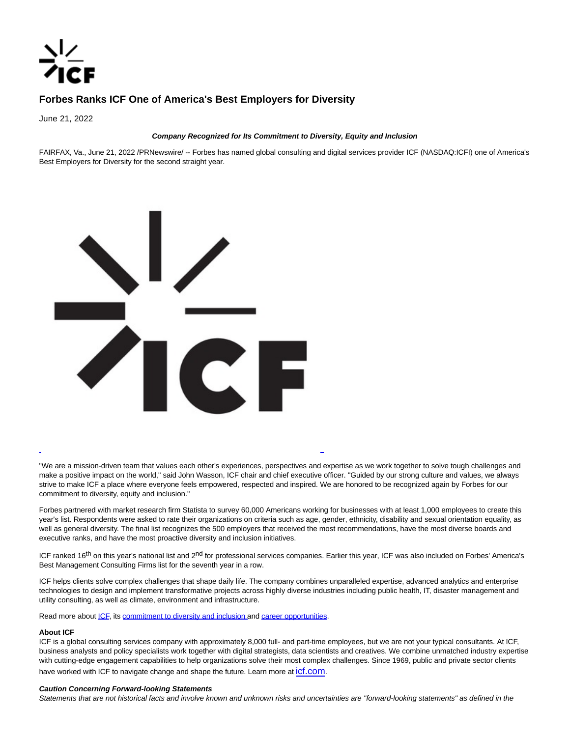# Forbes Ranks ICF One of America's Best Employers for Diversity

June 21, 2022

***Company Recognized for Its Commitment to Diversity, Equity and Inclusion***

FAIRFAX, Va., June 21, 2022 /PRNewswire/ -- Forbes has named global consulting and digital services provider ICF (NASDAQ:ICFI) one of America's Best Employers for Diversity for the second straight year.

"We are a mission-driven team that values each other's experiences, perspectives and expertise as we work together to solve tough challenges and make a positive impact on the world," said John Wasson, ICF chair and chief executive officer. "Guided by our strong culture and values, we always strive to make ICF a place where everyone feels empowered, respected and inspired. We are honored to be recognized again by Forbes for our commitment to diversity, equity and inclusion."

Forbes partnered with market research firm Statista to survey 60,000 Americans working for businesses with at least 1,000 employees to create this year's list. Respondents were asked to rate their organizations on criteria such as age, gender, ethnicity, disability and sexual orientation equality, as well as general diversity. The final list recognizes the 500 employers that received the most recommendations, have the most diverse boards and executive ranks, and have the most proactive diversity and inclusion initiatives.

ICF ranked 16th on this year's national list and 2nd for professional services companies. Earlier this year, ICF was also included on Forbes' America's Best Management Consulting Firms list for the seventh year in a row.

ICF helps clients solve complex challenges that shape daily life. The company combines unparalleled expertise, advanced analytics and enterprise technologies to design and implement transformative projects across highly diverse industries including public health, IT, disaster management and utility consulting, as well as climate, environment and infrastructure.

Read more about ICF, its commitment to diversity and inclusion and career opportunities.

**About ICF**
ICF is a global consulting services company with approximately 8,000 full- and part-time employees, but we are not your typical consultants. At ICF, business analysts and policy specialists work together with digital strategists, data scientists and creatives. We combine unmatched industry expertise with cutting-edge engagement capabilities to help organizations solve their most complex challenges. Since 1969, public and private sector clients have worked with ICF to navigate change and shape the future. Learn more at icf.com.

***Caution Concerning Forward-looking Statements***
*Statements that are not historical facts and involve known and unknown risks and uncertainties are "forward-looking statements" as defined in the*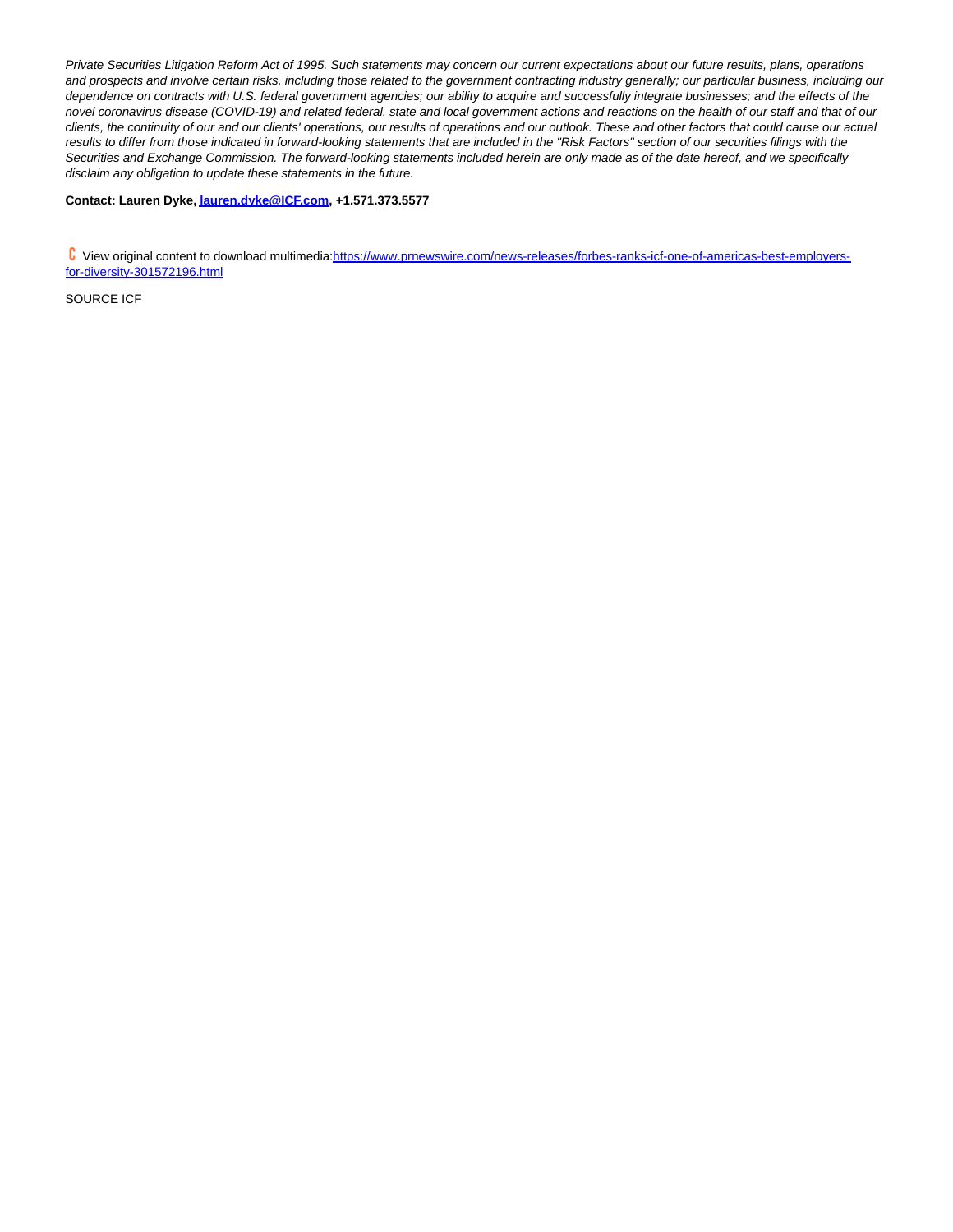*Private Securities Litigation Reform Act of 1995. Such statements may concern our current expectations about our future results, plans, operations and prospects and involve certain risks, including those related to the government contracting industry generally; our particular business, including our dependence on contracts with U.S. federal government agencies; our ability to acquire and successfully integrate businesses; and the effects of the novel coronavirus disease (COVID-19) and related federal, state and local government actions and reactions on the health of our staff and that of our clients, the continuity of our and our clients' operations, our results of operations and our outlook. These and other factors that could cause our actual results to differ from those indicated in forward-looking statements that are included in the "Risk Factors" section of our securities filings with the Securities and Exchange Commission. The forward-looking statements included herein are only made as of the date hereof, and we specifically disclaim any obligation to update these statements in the future.*

**Contact: Lauren Dyke, lauren.dyke@ICF.com, +1.571.373.5577**

View original content to download multimedia:https://www.prnewswire.com/news-releases/forbes-ranks-icf-one-of-americas-best-employers-for-diversity-301572196.html

SOURCE ICF